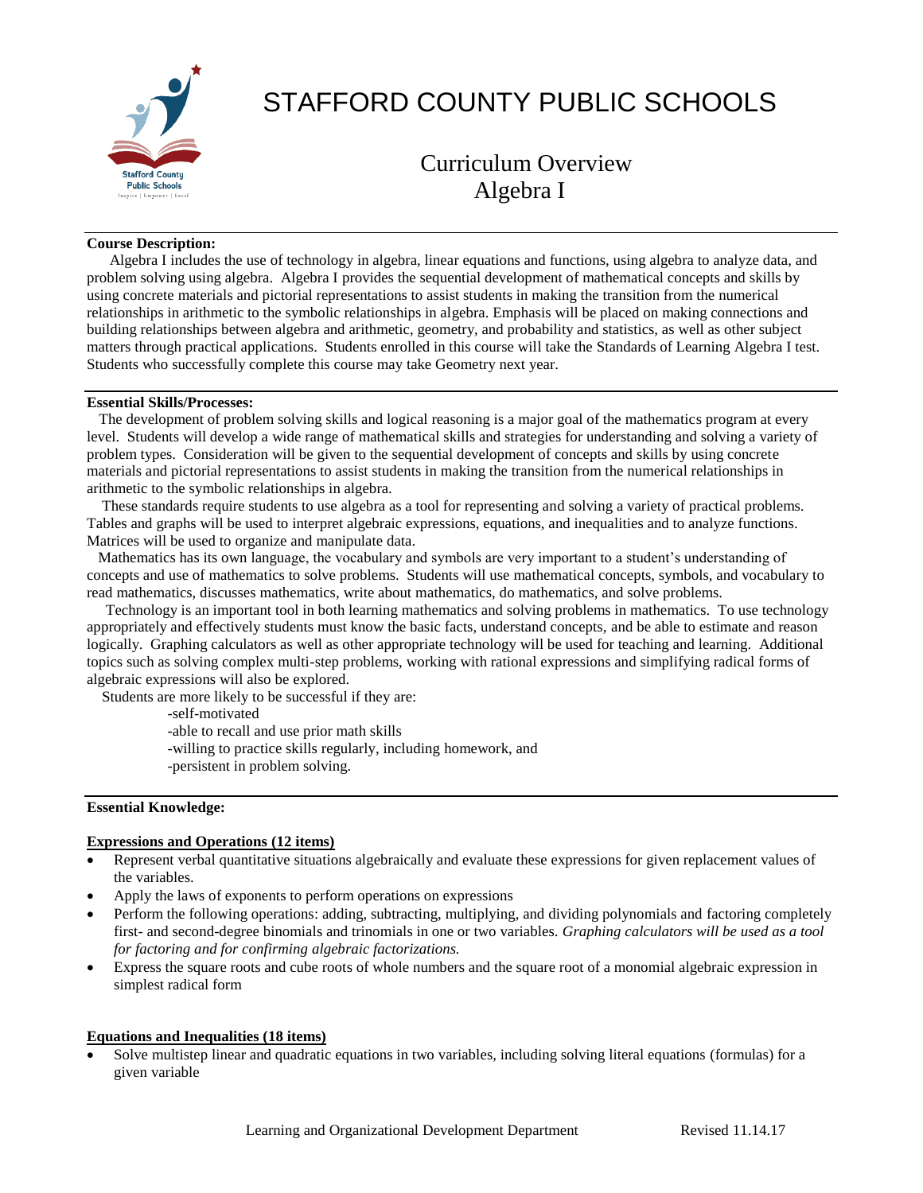# STAFFORD COUNTY PUBLIC SCHOOLS

## Curriculum Overview
## Algebra I

**Course Description:**

Algebra I includes the use of technology in algebra, linear equations and functions, using algebra to analyze data, and problem solving using algebra. Algebra I provides the sequential development of mathematical concepts and skills by using concrete materials and pictorial representations to assist students in making the transition from the numerical relationships in arithmetic to the symbolic relationships in algebra. Emphasis will be placed on making connections and building relationships between algebra and arithmetic, geometry, and probability and statistics, as well as other subject matters through practical applications. Students enrolled in this course will take the Standards of Learning Algebra I test. Students who successfully complete this course may take Geometry next year.

**Essential Skills/Processes:**

The development of problem solving skills and logical reasoning is a major goal of the mathematics program at every level. Students will develop a wide range of mathematical skills and strategies for understanding and solving a variety of problem types. Consideration will be given to the sequential development of concepts and skills by using concrete materials and pictorial representations to assist students in making the transition from the numerical relationships in arithmetic to the symbolic relationships in algebra.

These standards require students to use algebra as a tool for representing and solving a variety of practical problems. Tables and graphs will be used to interpret algebraic expressions, equations, and inequalities and to analyze functions. Matrices will be used to organize and manipulate data.

Mathematics has its own language, the vocabulary and symbols are very important to a student's understanding of concepts and use of mathematics to solve problems. Students will use mathematical concepts, symbols, and vocabulary to read mathematics, discusses mathematics, write about mathematics, do mathematics, and solve problems.

Technology is an important tool in both learning mathematics and solving problems in mathematics. To use technology appropriately and effectively students must know the basic facts, understand concepts, and be able to estimate and reason logically. Graphing calculators as well as other appropriate technology will be used for teaching and learning. Additional topics such as solving complex multi-step problems, working with rational expressions and simplifying radical forms of algebraic expressions will also be explored.

Students are more likely to be successful if they are:

-self-motivated
-able to recall and use prior math skills
-willing to practice skills regularly, including homework, and
-persistent in problem solving.

**Essential Knowledge:**

**Expressions and Operations (12 items)**

- Represent verbal quantitative situations algebraically and evaluate these expressions for given replacement values of the variables.
- Apply the laws of exponents to perform operations on expressions
- Perform the following operations: adding, subtracting, multiplying, and dividing polynomials and factoring completely first- and second-degree binomials and trinomials in one or two variables. *Graphing calculators will be used as a tool for factoring and for confirming algebraic factorizations.*
- Express the square roots and cube roots of whole numbers and the square root of a monomial algebraic expression in simplest radical form

**Equations and Inequalities (18 items)**

- Solve multistep linear and quadratic equations in two variables, including solving literal equations (formulas) for a given variable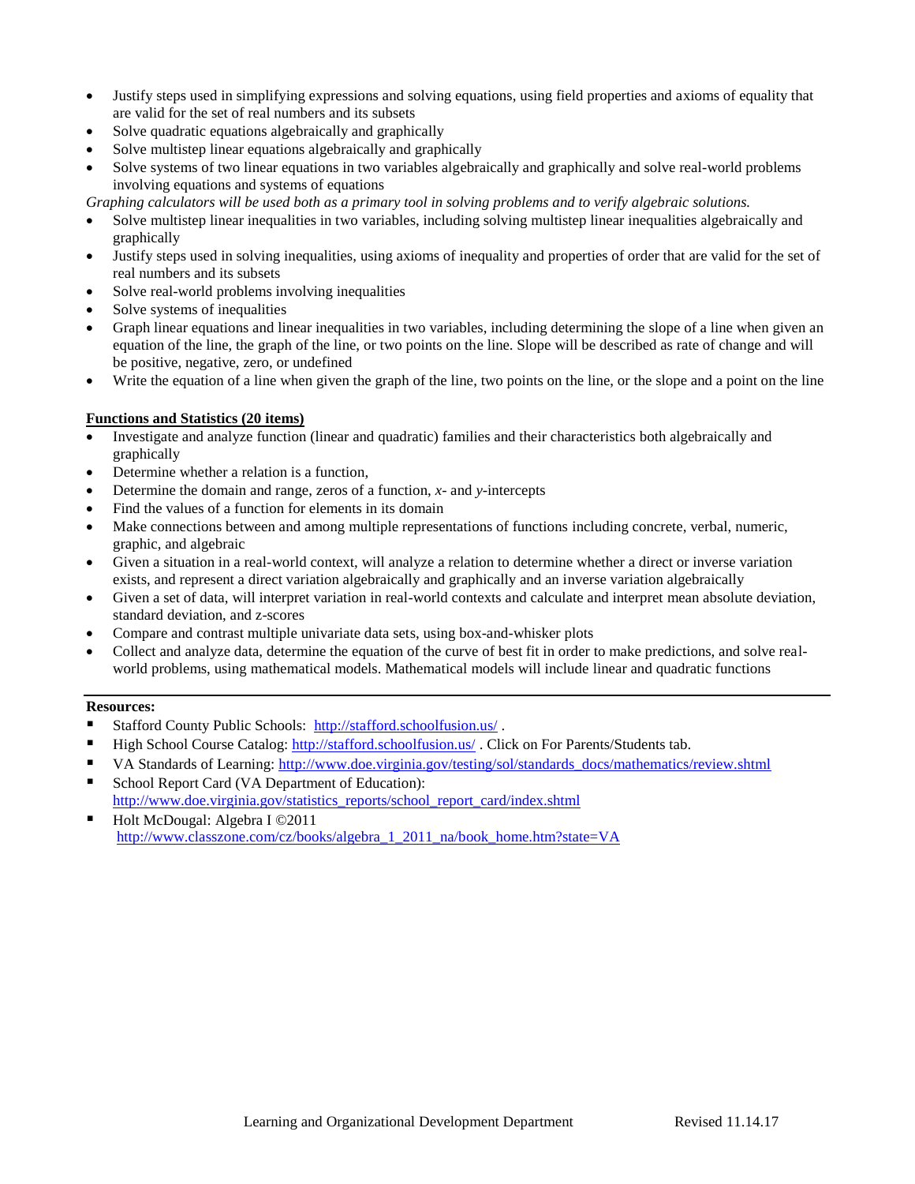- Justify steps used in simplifying expressions and solving equations, using field properties and axioms of equality that are valid for the set of real numbers and its subsets
- Solve quadratic equations algebraically and graphically
- Solve multistep linear equations algebraically and graphically
- Solve systems of two linear equations in two variables algebraically and graphically and solve real-world problems involving equations and systems of equations

*Graphing calculators will be used both as a primary tool in solving problems and to verify algebraic solutions.*

- Solve multistep linear inequalities in two variables, including solving multistep linear inequalities algebraically and graphically
- Justify steps used in solving inequalities, using axioms of inequality and properties of order that are valid for the set of real numbers and its subsets
- Solve real-world problems involving inequalities
- Solve systems of inequalities
- Graph linear equations and linear inequalities in two variables, including determining the slope of a line when given an equation of the line, the graph of the line, or two points on the line. Slope will be described as rate of change and will be positive, negative, zero, or undefined
- Write the equation of a line when given the graph of the line, two points on the line, or the slope and a point on the line

**Functions and Statistics (20 items)**

- Investigate and analyze function (linear and quadratic) families and their characteristics both algebraically and graphically
- Determine whether a relation is a function,
- Determine the domain and range, zeros of a function, $x$- and $y$-intercepts
- Find the values of a function for elements in its domain
- Make connections between and among multiple representations of functions including concrete, verbal, numeric, graphic, and algebraic
- Given a situation in a real-world context, will analyze a relation to determine whether a direct or inverse variation exists, and represent a direct variation algebraically and graphically and an inverse variation algebraically
- Given a set of data, will interpret variation in real-world contexts and calculate and interpret mean absolute deviation, standard deviation, and z-scores
- Compare and contrast multiple univariate data sets, using box-and-whisker plots
- Collect and analyze data, determine the equation of the curve of best fit in order to make predictions, and solve real-world problems, using mathematical models. Mathematical models will include linear and quadratic functions

---

**Resources:**

- Stafford County Public Schools: http://stafford.schoolfusion.us/ .
- High School Course Catalog: http://stafford.schoolfusion.us/ . Click on For Parents/Students tab.
- VA Standards of Learning: http://www.doe.virginia.gov/testing/sol/standards_docs/mathematics/review.shtml
- School Report Card (VA Department of Education): http://www.doe.virginia.gov/statistics_reports/school_report_card/index.shtml
- Holt McDougal: Algebra I ©2011 http://www.classzone.com/cz/books/algebra_1_2011_na/book_home.htm?state=VA

Learning and Organizational Development Department Revised 11.14.17